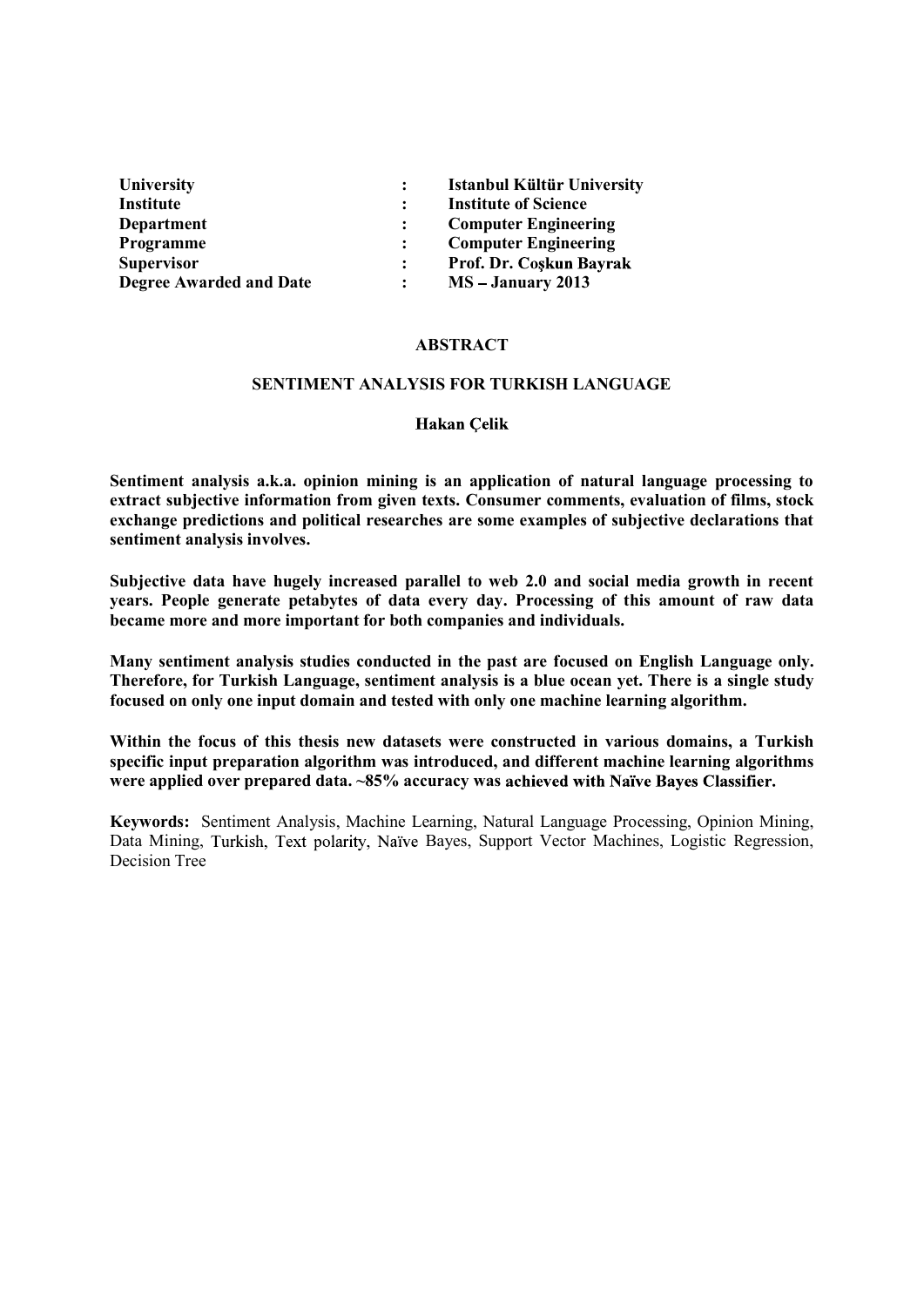| | | |
|---|---|---|
| **University** | **:** | **Istanbul Kültür University** |
| **Institute** | **:** | **Institute of Science** |
| **Department** | **:** | **Computer Engineering** |
| **Programme** | **:** | **Computer Engineering** |
| **Supervisor** | **:** | **Prof. Dr. Coşkun Bayrak** |
| **Degree Awarded and Date** | **:** | **MS – January 2013** |

## ABSTRACT

### SENTIMENT ANALYSIS FOR TURKISH LANGUAGE

**Hakan Çelik**

**Sentiment analysis a.k.a. opinion mining is an application of natural language processing to extract subjective information from given texts. Consumer comments, evaluation of films, stock exchange predictions and political researches are some examples of subjective declarations that sentiment analysis involves.**

**Subjective data have hugely increased parallel to web 2.0 and social media growth in recent years. People generate petabytes of data every day. Processing of this amount of raw data became more and more important for both companies and individuals.**

**Many sentiment analysis studies conducted in the past are focused on English Language only. Therefore, for Turkish Language, sentiment analysis is a blue ocean yet. There is a single study focused on only one input domain and tested with only one machine learning algorithm.**

**Within the focus of this thesis new datasets were constructed in various domains, a Turkish specific input preparation algorithm was introduced, and different machine learning algorithms were applied over prepared data. ~85% accuracy was achieved with Naïve Bayes Classifier.**

**Keywords:** Sentiment Analysis, Machine Learning, Natural Language Processing, Opinion Mining, Data Mining, Turkish, Text polarity, Naïve Bayes, Support Vector Machines, Logistic Regression, Decision Tree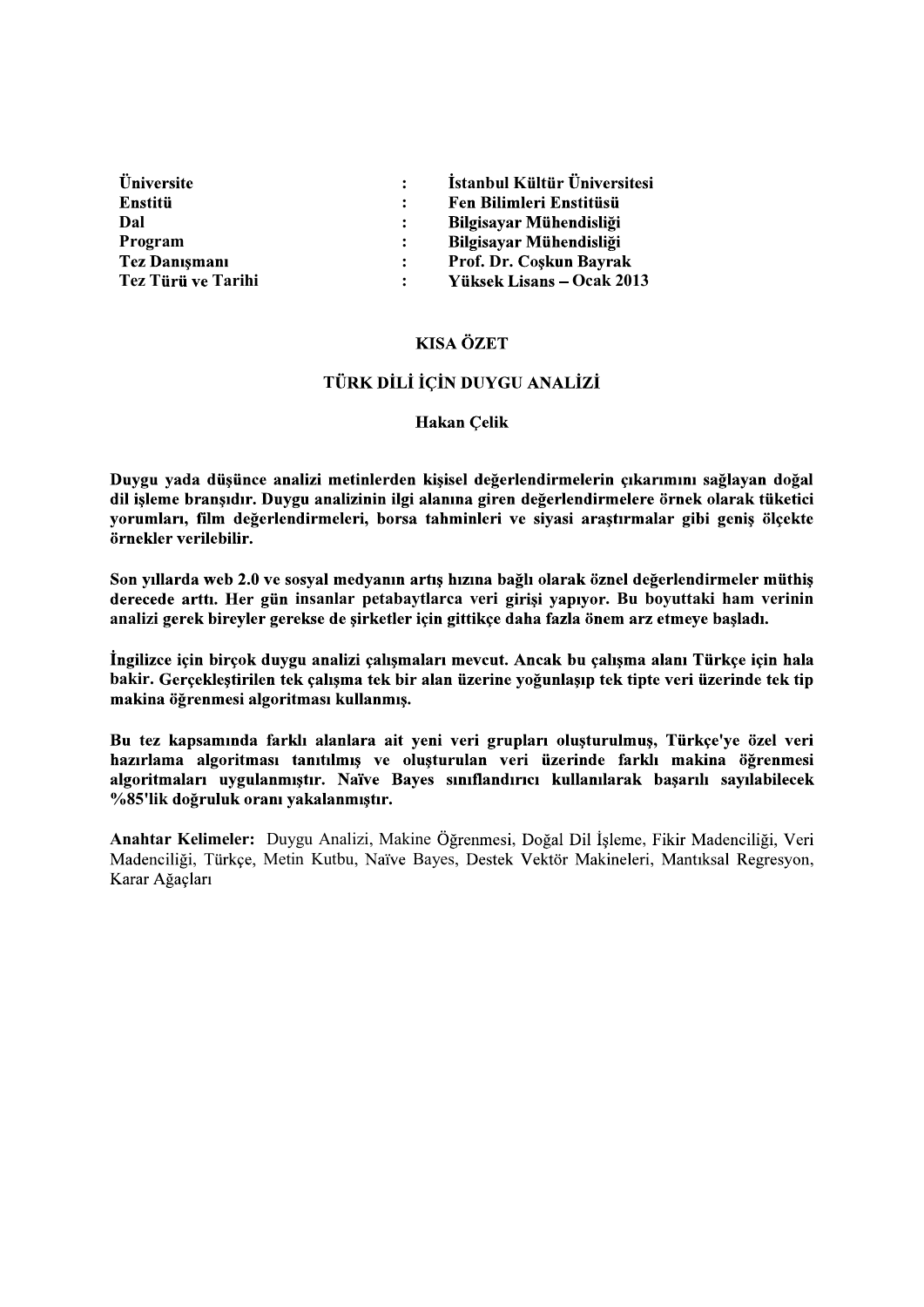| | | |
|---|---|---|
| **Üniversite** | **:** | **İstanbul Kültür Üniversitesi** |
| **Enstitü** | **:** | **Fen Bilimleri Enstitüsü** |
| **Dal** | **:** | **Bilgisayar Mühendisliği** |
| **Program** | **:** | **Bilgisayar Mühendisliği** |
| **Tez Danışmanı** | **:** | **Prof. Dr. Coşkun Bayrak** |
| **Tez Türü ve Tarihi** | **:** | **Yüksek Lisans – Ocak 2013** |

## KISA ÖZET

## TÜRK DİLİ İÇİN DUYGU ANALİZİ

**Hakan Çelik**

**Duygu yada düşünce analizi metinlerden kişisel değerlendirmelerin çıkarımını sağlayan doğal dil işleme branşıdır. Duygu analizinin ilgi alanına giren değerlendirmelere örnek olarak tüketici yorumları, film değerlendirmeleri, borsa tahminleri ve siyasi araştırmalar gibi geniş ölçekte örnekler verilebilir.**

**Son yıllarda web 2.0 ve sosyal medyanın artış hızına bağlı olarak öznel değerlendirmeler müthiş derecede arttı. Her gün insanlar petabaytlarca veri girişi yapıyor. Bu boyuttaki ham verinin analizi gerek bireyler gerekse de şirketler için gittikçe daha fazla önem arz etmeye başladı.**

**İngilizce için birçok duygu analizi çalışmaları mevcut. Ancak bu çalışma alanı Türkçe için hala bakir. Gerçekleştirilen tek çalışma tek bir alan üzerine yoğunlaşıp tek tipte veri üzerinde tek tip makina öğrenmesi algoritması kullanmış.**

**Bu tez kapsamında farklı alanlara ait yeni veri grupları oluşturulmuş, Türkçe'ye özel veri hazırlama algoritması tanıtılmış ve oluşturulan veri üzerinde farklı makina öğrenmesi algoritmaları uygulanmıştır. Naïve Bayes sınıflandırıcı kullanılarak başarılı sayılabilecek %85'lik doğruluk oranı yakalanmıştır.**

**Anahtar Kelimeler:** Duygu Analizi, Makine Öğrenmesi, Doğal Dil İşleme, Fikir Madenciliği, Veri Madenciliği, Türkçe, Metin Kutbu, Naïve Bayes, Destek Vektör Makineleri, Mantıksal Regresyon, Karar Ağaçları